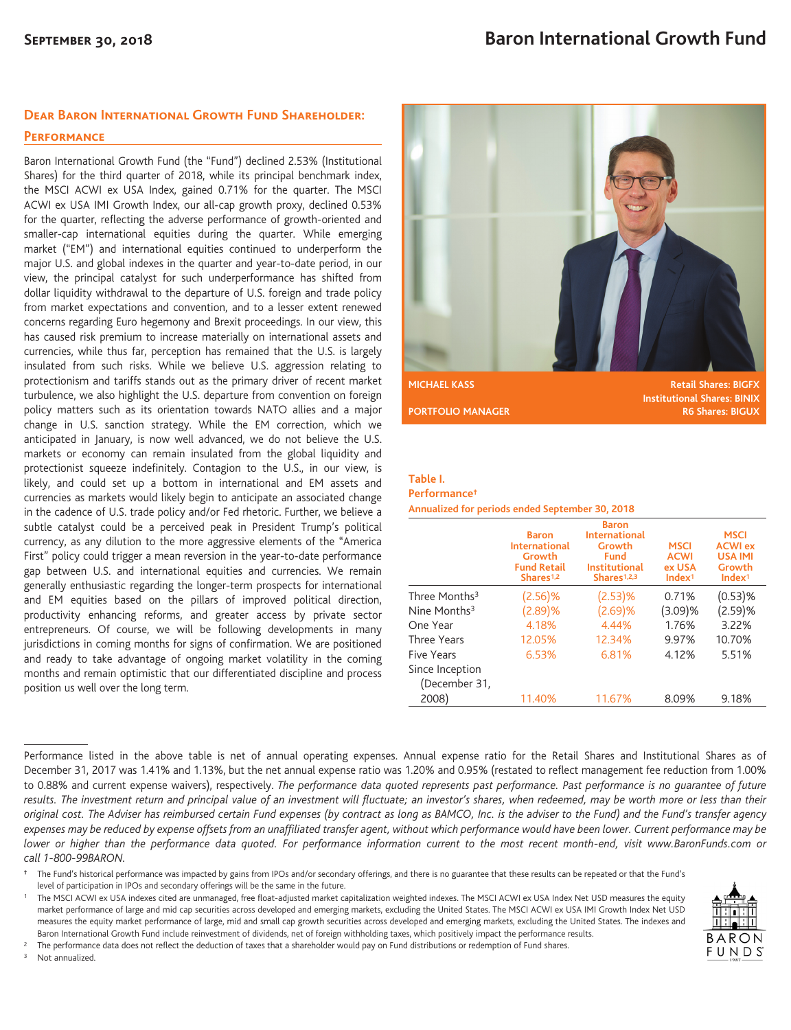# Baron International Growth Fund

**September 30, 2018**

## Dear Baron International Growth Fund Shareholder:

### Performance

Baron International Growth Fund (the "Fund") declined 2.53% (Institutional Shares) for the third quarter of 2018, while its principal benchmark index, the MSCI ACWI ex USA Index, gained 0.71% for the quarter. The MSCI ACWI ex USA IMI Growth Index, our all-cap growth proxy, declined 0.53% for the quarter, reflecting the adverse performance of growth-oriented and smaller-cap international equities during the quarter. While emerging market ("EM") and international equities continued to underperform the major U.S. and global indexes in the quarter and year-to-date period, in our view, the principal catalyst for such underperformance has shifted from dollar liquidity withdrawal to the departure of U.S. foreign and trade policy from market expectations and convention, and to a lesser extent renewed concerns regarding Euro hegemony and Brexit proceedings. In our view, this has caused risk premium to increase materially on international assets and currencies, while thus far, perception has remained that the U.S. is largely insulated from such risks. While we believe U.S. aggression relating to protectionism and tariffs stands out as the primary driver of recent market turbulence, we also highlight the U.S. departure from convention on foreign policy matters such as its orientation towards NATO allies and a major change in U.S. sanction strategy. While the EM correction, which we anticipated in January, is now well advanced, we do not believe the U.S. markets or economy can remain insulated from the global liquidity and protectionist squeeze indefinitely. Contagion to the U.S., in our view, is likely, and could set up a bottom in international and EM assets and currencies as markets would likely begin to anticipate an associated change in the cadence of U.S. trade policy and/or Fed rhetoric. Further, we believe a subtle catalyst could be a perceived peak in President Trump's political currency, as any dilution to the more aggressive elements of the "America First" policy could trigger a mean reversion in the year-to-date performance gap between U.S. and international equities and currencies. We remain generally enthusiastic regarding the longer-term prospects for international and EM equities based on the pillars of improved political direction, productivity enhancing reforms, and greater access by private sector entrepreneurs. Of course, we will be following developments in many jurisdictions in coming months for signs of confirmation. We are positioned and ready to take advantage of ongoing market volatility in the coming months and remain optimistic that our differentiated discipline and process position us well over the long term.

**MICHAEL KASS** — **PORTFOLIO MANAGER**

**Retail Shares: BIGFX**
**Institutional Shares: BINIX**
**R6 Shares: BIGUX**

**Table I.**
**Performance†**
**Annualized for periods ended September 30, 2018**

| | Baron International Growth Fund Retail Shares[1,2] | Baron International Growth Fund Institutional Shares[1,2,3] | MSCI ACWI ex USA Index[1] | MSCI ACWI ex USA IMI Growth Index[1] |
|---|---|---|---|---|
| Three Months[3] | (2.56)% | (2.53)% | 0.71% | (0.53)% |
| Nine Months[3] | (2.89)% | (2.69)% | (3.09)% | (2.59)% |
| One Year | 4.18% | 4.44% | 1.76% | 3.22% |
| Three Years | 12.05% | 12.34% | 9.97% | 10.70% |
| Five Years | 6.53% | 6.81% | 4.12% | 5.51% |
| Since Inception (December 31, 2008) | 11.40% | 11.67% | 8.09% | 9.18% |

Performance listed in the above table is net of annual operating expenses. Annual expense ratio for the Retail Shares and Institutional Shares as of December 31, 2017 was 1.41% and 1.13%, but the net annual expense ratio was 1.20% and 0.95% (restated to reflect management fee reduction from 1.00% to 0.88% and current expense waivers), respectively. *The performance data quoted represents past performance. Past performance is no guarantee of future results. The investment return and principal value of an investment will fluctuate; an investor's shares, when redeemed, may be worth more or less than their original cost. The Adviser has reimbursed certain Fund expenses (by contract as long as BAMCO, Inc. is the adviser to the Fund) and the Fund's transfer agency expenses may be reduced by expense offsets from an unaffiliated transfer agent, without which performance would have been lower. Current performance may be lower or higher than the performance data quoted. For performance information current to the most recent month-end, visit www.BaronFunds.com or call 1-800-99BARON.*

† The Fund's historical performance was impacted by gains from IPOs and/or secondary offerings, and there is no guarantee that these results can be repeated or that the Fund's level of participation in IPOs and secondary offerings will be the same in the future.

[1] The MSCI ACWI ex USA indexes cited are unmanaged, free float-adjusted market capitalization weighted indexes. The MSCI ACWI ex USA Index Net USD measures the equity market performance of large and mid cap securities across developed and emerging markets, excluding the United States. The MSCI ACWI ex USA IMI Growth Index Net USD measures the equity market performance of large, mid and small cap growth securities across developed and emerging markets, excluding the United States. The indexes and Baron International Growth Fund include reinvestment of dividends, net of foreign withholding taxes, which positively impact the performance results.

[2] The performance data does not reflect the deduction of taxes that a shareholder would pay on Fund distributions or redemption of Fund shares.

[3] Not annualized.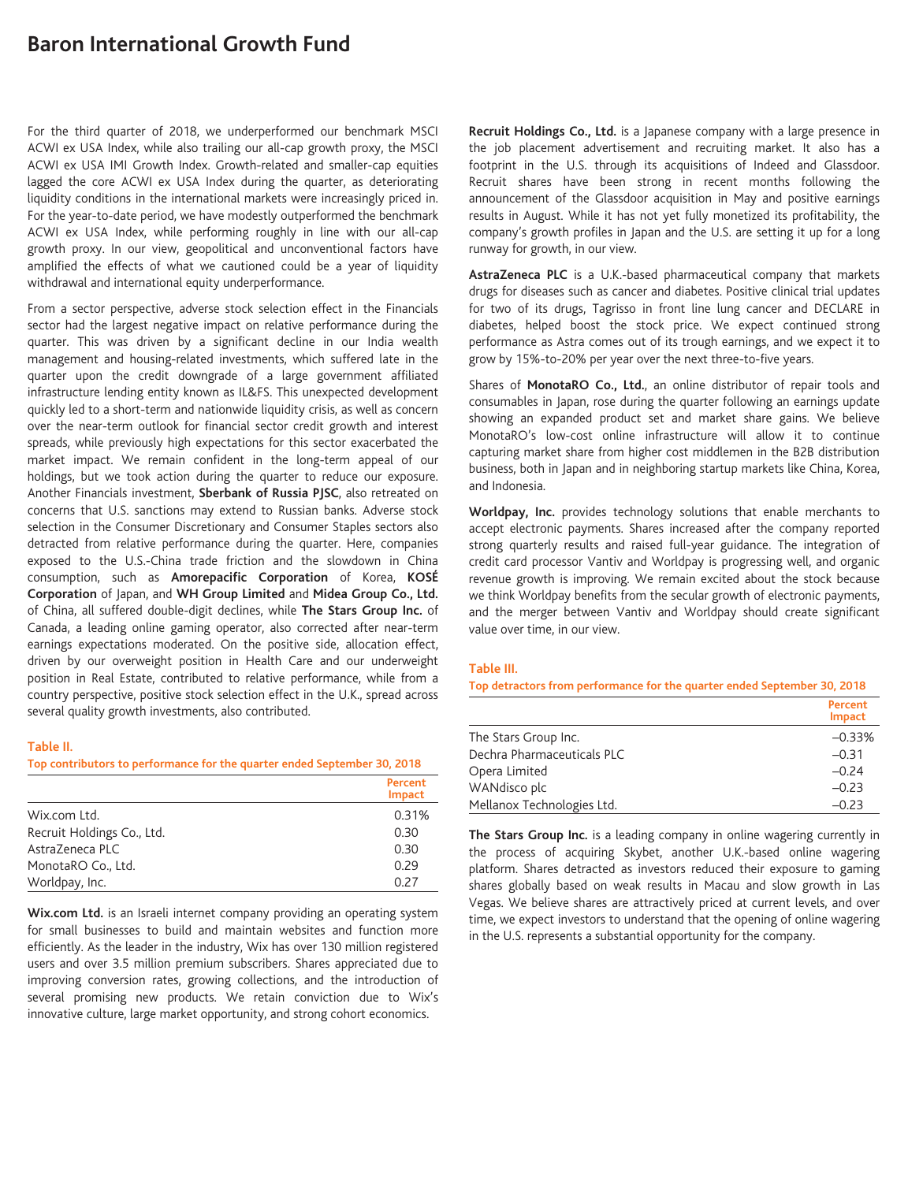# Baron International Growth Fund

For the third quarter of 2018, we underperformed our benchmark MSCI ACWI ex USA Index, while also trailing our all-cap growth proxy, the MSCI ACWI ex USA IMI Growth Index. Growth-related and smaller-cap equities lagged the core ACWI ex USA Index during the quarter, as deteriorating liquidity conditions in the international markets were increasingly priced in. For the year-to-date period, we have modestly outperformed the benchmark ACWI ex USA Index, while performing roughly in line with our all-cap growth proxy. In our view, geopolitical and unconventional factors have amplified the effects of what we cautioned could be a year of liquidity withdrawal and international equity underperformance.

From a sector perspective, adverse stock selection effect in the Financials sector had the largest negative impact on relative performance during the quarter. This was driven by a significant decline in our India wealth management and housing-related investments, which suffered late in the quarter upon the credit downgrade of a large government affiliated infrastructure lending entity known as IL&FS. This unexpected development quickly led to a short-term and nationwide liquidity crisis, as well as concern over the near-term outlook for financial sector credit growth and interest spreads, while previously high expectations for this sector exacerbated the market impact. We remain confident in the long-term appeal of our holdings, but we took action during the quarter to reduce our exposure. Another Financials investment, **Sberbank of Russia PJSC**, also retreated on concerns that U.S. sanctions may extend to Russian banks. Adverse stock selection in the Consumer Discretionary and Consumer Staples sectors also detracted from relative performance during the quarter. Here, companies exposed to the U.S.-China trade friction and the slowdown in China consumption, such as **Amorepacific Corporation** of Korea, **KOSÉ Corporation** of Japan, and **WH Group Limited** and **Midea Group Co., Ltd.** of China, all suffered double-digit declines, while **The Stars Group Inc.** of Canada, a leading online gaming operator, also corrected after near-term earnings expectations moderated. On the positive side, allocation effect, driven by our overweight position in Health Care and our underweight position in Real Estate, contributed to relative performance, while from a country perspective, positive stock selection effect in the U.K., spread across several quality growth investments, also contributed.

**Table II.**
**Top contributors to performance for the quarter ended September 30, 2018**

| | Percent Impact |
|---|---|
| Wix.com Ltd. | 0.31% |
| Recruit Holdings Co., Ltd. | 0.30 |
| AstraZeneca PLC | 0.30 |
| MonotaRO Co., Ltd. | 0.29 |
| Worldpay, Inc. | 0.27 |

**Wix.com Ltd.** is an Israeli internet company providing an operating system for small businesses to build and maintain websites and function more efficiently. As the leader in the industry, Wix has over 130 million registered users and over 3.5 million premium subscribers. Shares appreciated due to improving conversion rates, growing collections, and the introduction of several promising new products. We retain conviction due to Wix's innovative culture, large market opportunity, and strong cohort economics.

**Recruit Holdings Co., Ltd.** is a Japanese company with a large presence in the job placement advertisement and recruiting market. It also has a footprint in the U.S. through its acquisitions of Indeed and Glassdoor. Recruit shares have been strong in recent months following the announcement of the Glassdoor acquisition in May and positive earnings results in August. While it has not yet fully monetized its profitability, the company's growth profiles in Japan and the U.S. are setting it up for a long runway for growth, in our view.

**AstraZeneca PLC** is a U.K.-based pharmaceutical company that markets drugs for diseases such as cancer and diabetes. Positive clinical trial updates for two of its drugs, Tagrisso in front line lung cancer and DECLARE in diabetes, helped boost the stock price. We expect continued strong performance as Astra comes out of its trough earnings, and we expect it to grow by 15%-to-20% per year over the next three-to-five years.

Shares of **MonotaRO Co., Ltd.**, an online distributor of repair tools and consumables in Japan, rose during the quarter following an earnings update showing an expanded product set and market share gains. We believe MonotaRO's low-cost online infrastructure will allow it to continue capturing market share from higher cost middlemen in the B2B distribution business, both in Japan and in neighboring startup markets like China, Korea, and Indonesia.

**Worldpay, Inc.** provides technology solutions that enable merchants to accept electronic payments. Shares increased after the company reported strong quarterly results and raised full-year guidance. The integration of credit card processor Vantiv and Worldpay is progressing well, and organic revenue growth is improving. We remain excited about the stock because we think Worldpay benefits from the secular growth of electronic payments, and the merger between Vantiv and Worldpay should create significant value over time, in our view.

**Table III.**
**Top detractors from performance for the quarter ended September 30, 2018**

| | Percent Impact |
|---|---|
| The Stars Group Inc. | –0.33% |
| Dechra Pharmaceuticals PLC | –0.31 |
| Opera Limited | –0.24 |
| WANdisco plc | –0.23 |
| Mellanox Technologies Ltd. | –0.23 |

**The Stars Group Inc.** is a leading company in online wagering currently in the process of acquiring Skybet, another U.K.-based online wagering platform. Shares detracted as investors reduced their exposure to gaming shares globally based on weak results in Macau and slow growth in Las Vegas. We believe shares are attractively priced at current levels, and over time, we expect investors to understand that the opening of online wagering in the U.S. represents a substantial opportunity for the company.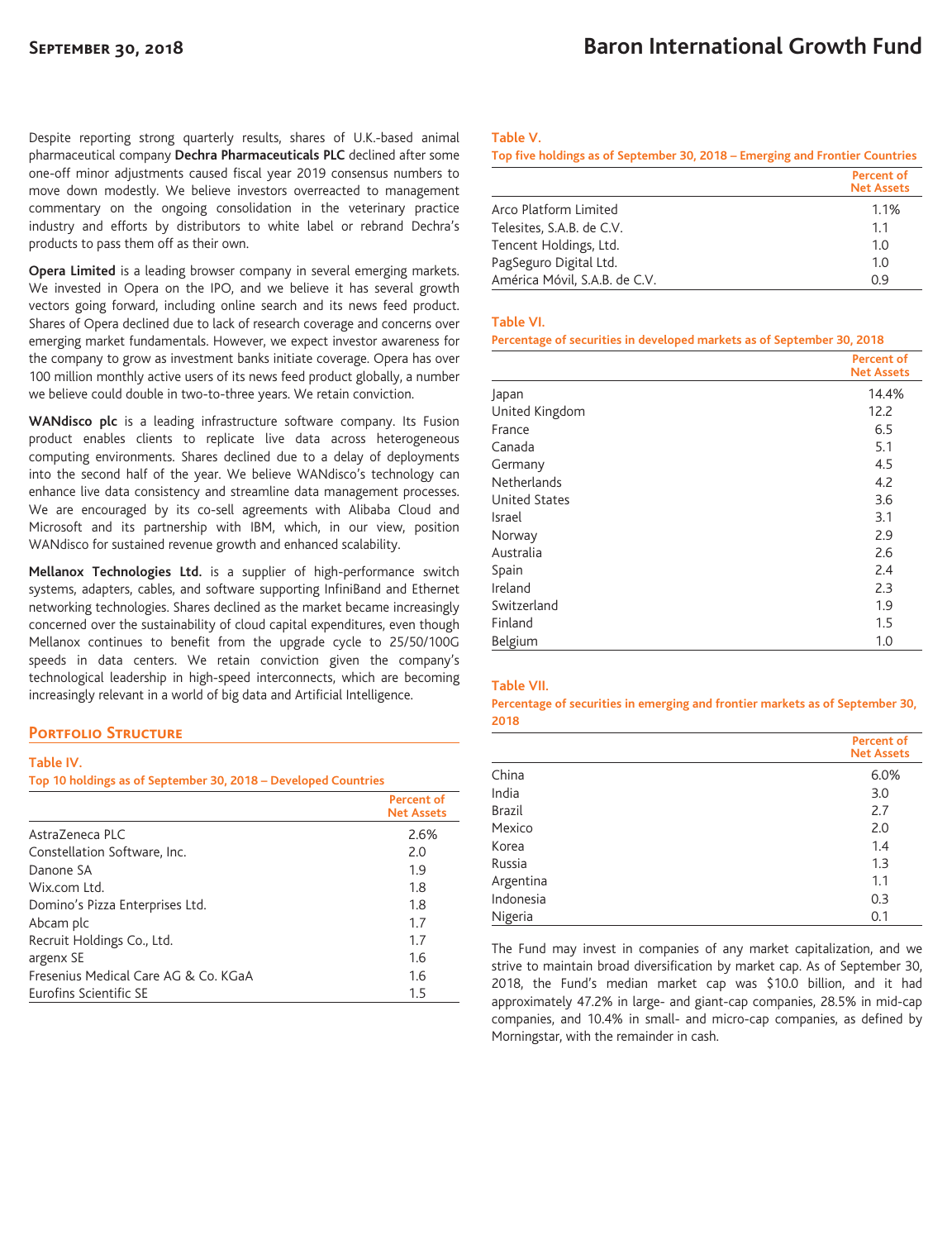Despite reporting strong quarterly results, shares of U.K.-based animal pharmaceutical company **Dechra Pharmaceuticals PLC** declined after some one-off minor adjustments caused fiscal year 2019 consensus numbers to move down modestly. We believe investors overreacted to management commentary on the ongoing consolidation in the veterinary practice industry and efforts by distributors to white label or rebrand Dechra's products to pass them off as their own.

**Opera Limited** is a leading browser company in several emerging markets. We invested in Opera on the IPO, and we believe it has several growth vectors going forward, including online search and its news feed product. Shares of Opera declined due to lack of research coverage and concerns over emerging market fundamentals. However, we expect investor awareness for the company to grow as investment banks initiate coverage. Opera has over 100 million monthly active users of its news feed product globally, a number we believe could double in two-to-three years. We retain conviction.

**WANdisco plc** is a leading infrastructure software company. Its Fusion product enables clients to replicate live data across heterogeneous computing environments. Shares declined due to a delay of deployments into the second half of the year. We believe WANdisco's technology can enhance live data consistency and streamline data management processes. We are encouraged by its co-sell agreements with Alibaba Cloud and Microsoft and its partnership with IBM, which, in our view, position WANdisco for sustained revenue growth and enhanced scalability.

**Mellanox Technologies Ltd.** is a supplier of high-performance switch systems, adapters, cables, and software supporting InfiniBand and Ethernet networking technologies. Shares declined as the market became increasingly concerned over the sustainability of cloud capital expenditures, even though Mellanox continues to benefit from the upgrade cycle to 25/50/100G speeds in data centers. We retain conviction given the company's technological leadership in high-speed interconnects, which are becoming increasingly relevant in a world of big data and Artificial Intelligence.

## Portfolio Structure

**Table IV.**
**Top 10 holdings as of September 30, 2018 – Developed Countries**

| | Percent of Net Assets |
|---|---|
| AstraZeneca PLC | 2.6% |
| Constellation Software, Inc. | 2.0 |
| Danone SA | 1.9 |
| Wix.com Ltd. | 1.8 |
| Domino's Pizza Enterprises Ltd. | 1.8 |
| Abcam plc | 1.7 |
| Recruit Holdings Co., Ltd. | 1.7 |
| argenx SE | 1.6 |
| Fresenius Medical Care AG & Co. KGaA | 1.6 |
| Eurofins Scientific SE | 1.5 |

**Table V.**
**Top five holdings as of September 30, 2018 – Emerging and Frontier Countries**

| | Percent of Net Assets |
|---|---|
| Arco Platform Limited | 1.1% |
| Telesites, S.A.B. de C.V. | 1.1 |
| Tencent Holdings, Ltd. | 1.0 |
| PagSeguro Digital Ltd. | 1.0 |
| América Móvil, S.A.B. de C.V. | 0.9 |

**Table VI.**
**Percentage of securities in developed markets as of September 30, 2018**

| | Percent of Net Assets |
|---|---|
| Japan | 14.4% |
| United Kingdom | 12.2 |
| France | 6.5 |
| Canada | 5.1 |
| Germany | 4.5 |
| Netherlands | 4.2 |
| United States | 3.6 |
| Israel | 3.1 |
| Norway | 2.9 |
| Australia | 2.6 |
| Spain | 2.4 |
| Ireland | 2.3 |
| Switzerland | 1.9 |
| Finland | 1.5 |
| Belgium | 1.0 |

**Table VII.**
**Percentage of securities in emerging and frontier markets as of September 30, 2018**

| | Percent of Net Assets |
|---|---|
| China | 6.0% |
| India | 3.0 |
| Brazil | 2.7 |
| Mexico | 2.0 |
| Korea | 1.4 |
| Russia | 1.3 |
| Argentina | 1.1 |
| Indonesia | 0.3 |
| Nigeria | 0.1 |

The Fund may invest in companies of any market capitalization, and we strive to maintain broad diversification by market cap. As of September 30, 2018, the Fund's median market cap was $10.0 billion, and it had approximately 47.2% in large- and giant-cap companies, 28.5% in mid-cap companies, and 10.4% in small- and micro-cap companies, as defined by Morningstar, with the remainder in cash.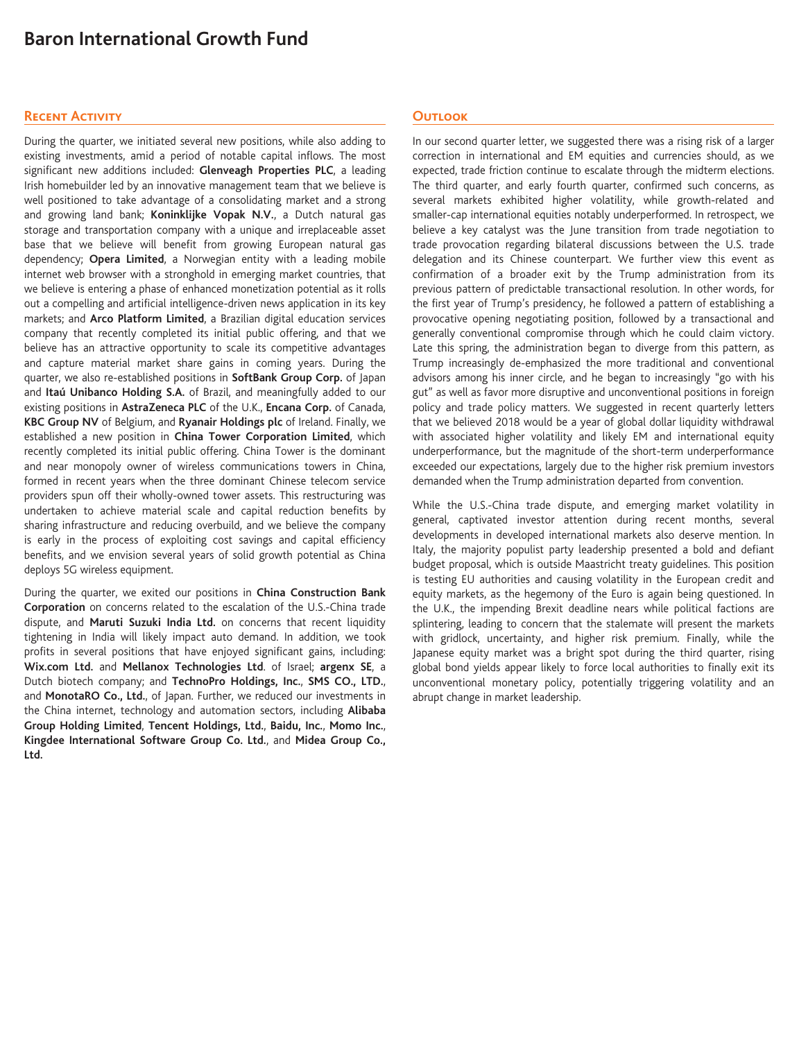# Baron International Growth Fund

## Recent Activity

During the quarter, we initiated several new positions, while also adding to existing investments, amid a period of notable capital inflows. The most significant new additions included: **Glenveagh Properties PLC**, a leading Irish homebuilder led by an innovative management team that we believe is well positioned to take advantage of a consolidating market and a strong and growing land bank; **Koninklijke Vopak N.V.**, a Dutch natural gas storage and transportation company with a unique and irreplaceable asset base that we believe will benefit from growing European natural gas dependency; **Opera Limited**, a Norwegian entity with a leading mobile internet web browser with a stronghold in emerging market countries, that we believe is entering a phase of enhanced monetization potential as it rolls out a compelling and artificial intelligence-driven news application in its key markets; and **Arco Platform Limited**, a Brazilian digital education services company that recently completed its initial public offering, and that we believe has an attractive opportunity to scale its competitive advantages and capture material market share gains in coming years. During the quarter, we also re-established positions in **SoftBank Group Corp.** of Japan and **Itaú Unibanco Holding S.A.** of Brazil, and meaningfully added to our existing positions in **AstraZeneca PLC** of the U.K., **Encana Corp.** of Canada, **KBC Group NV** of Belgium, and **Ryanair Holdings plc** of Ireland. Finally, we established a new position in **China Tower Corporation Limited**, which recently completed its initial public offering. China Tower is the dominant and near monopoly owner of wireless communications towers in China, formed in recent years when the three dominant Chinese telecom service providers spun off their wholly-owned tower assets. This restructuring was undertaken to achieve material scale and capital reduction benefits by sharing infrastructure and reducing overbuild, and we believe the company is early in the process of exploiting cost savings and capital efficiency benefits, and we envision several years of solid growth potential as China deploys 5G wireless equipment.

During the quarter, we exited our positions in **China Construction Bank Corporation** on concerns related to the escalation of the U.S.-China trade dispute, and **Maruti Suzuki India Ltd.** on concerns that recent liquidity tightening in India will likely impact auto demand. In addition, we took profits in several positions that have enjoyed significant gains, including: **Wix.com Ltd.** and **Mellanox Technologies Ltd**. of Israel; **argenx SE**, a Dutch biotech company; and **TechnoPro Holdings, Inc.**, **SMS CO., LTD.**, and **MonotaRO Co., Ltd.**, of Japan. Further, we reduced our investments in the China internet, technology and automation sectors, including **Alibaba Group Holding Limited**, **Tencent Holdings, Ltd.**, **Baidu, Inc.**, **Momo Inc.**, **Kingdee International Software Group Co. Ltd.**, and **Midea Group Co., Ltd.**

## Outlook

In our second quarter letter, we suggested there was a rising risk of a larger correction in international and EM equities and currencies should, as we expected, trade friction continue to escalate through the midterm elections. The third quarter, and early fourth quarter, confirmed such concerns, as several markets exhibited higher volatility, while growth-related and smaller-cap international equities notably underperformed. In retrospect, we believe a key catalyst was the June transition from trade negotiation to trade provocation regarding bilateral discussions between the U.S. trade delegation and its Chinese counterpart. We further view this event as confirmation of a broader exit by the Trump administration from its previous pattern of predictable transactional resolution. In other words, for the first year of Trump's presidency, he followed a pattern of establishing a provocative opening negotiating position, followed by a transactional and generally conventional compromise through which he could claim victory. Late this spring, the administration began to diverge from this pattern, as Trump increasingly de-emphasized the more traditional and conventional advisors among his inner circle, and he began to increasingly "go with his gut" as well as favor more disruptive and unconventional positions in foreign policy and trade policy matters. We suggested in recent quarterly letters that we believed 2018 would be a year of global dollar liquidity withdrawal with associated higher volatility and likely EM and international equity underperformance, but the magnitude of the short-term underperformance exceeded our expectations, largely due to the higher risk premium investors demanded when the Trump administration departed from convention.

While the U.S.-China trade dispute, and emerging market volatility in general, captivated investor attention during recent months, several developments in developed international markets also deserve mention. In Italy, the majority populist party leadership presented a bold and defiant budget proposal, which is outside Maastricht treaty guidelines. This position is testing EU authorities and causing volatility in the European credit and equity markets, as the hegemony of the Euro is again being questioned. In the U.K., the impending Brexit deadline nears while political factions are splintering, leading to concern that the stalemate will present the markets with gridlock, uncertainty, and higher risk premium. Finally, while the Japanese equity market was a bright spot during the third quarter, rising global bond yields appear likely to force local authorities to finally exit its unconventional monetary policy, potentially triggering volatility and an abrupt change in market leadership.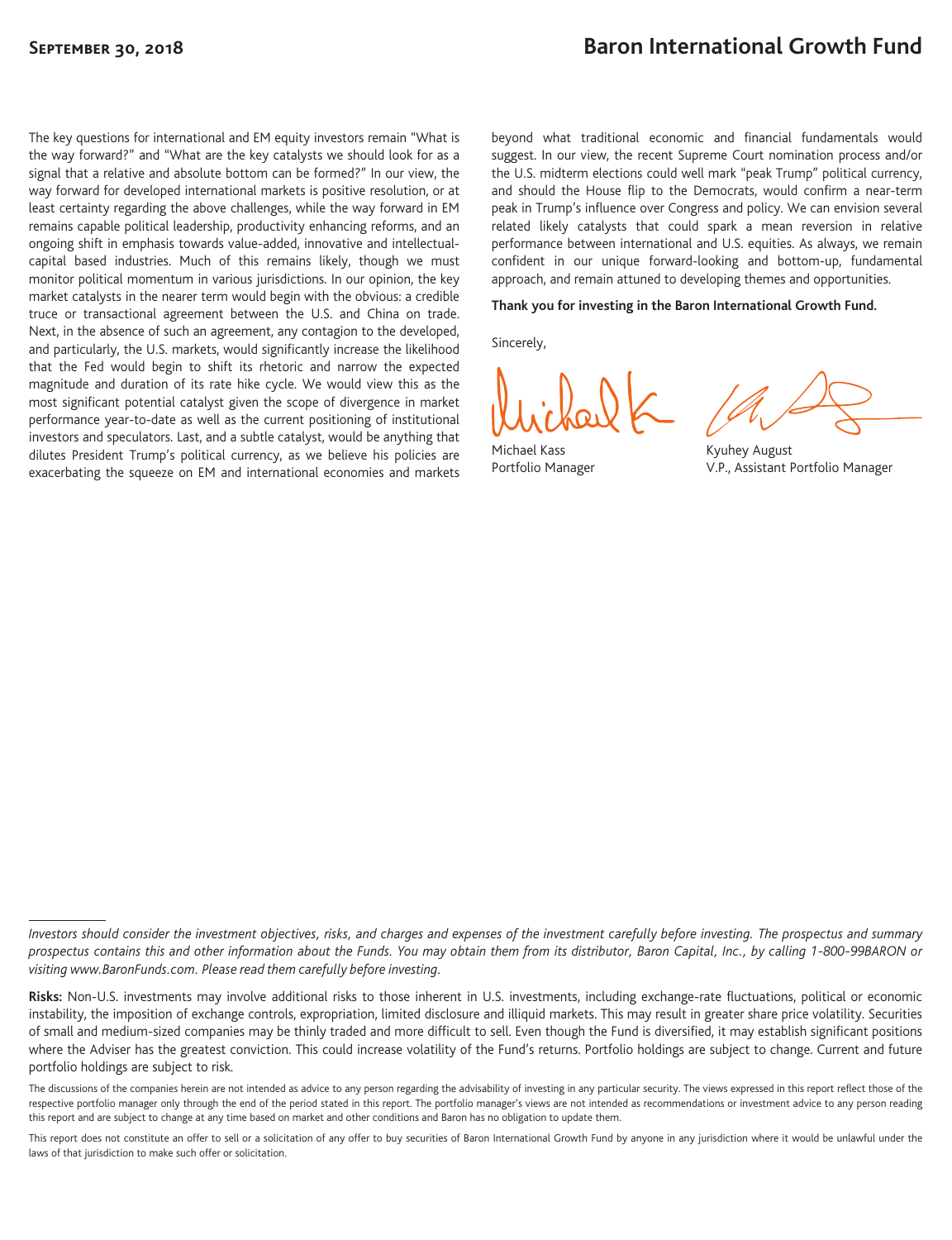The key questions for international and EM equity investors remain "What is the way forward?" and "What are the key catalysts we should look for as a signal that a relative and absolute bottom can be formed?" In our view, the way forward for developed international markets is positive resolution, or at least certainty regarding the above challenges, while the way forward in EM remains capable political leadership, productivity enhancing reforms, and an ongoing shift in emphasis towards value-added, innovative and intellectual-capital based industries. Much of this remains likely, though we must monitor political momentum in various jurisdictions. In our opinion, the key market catalysts in the nearer term would begin with the obvious: a credible truce or transactional agreement between the U.S. and China on trade. Next, in the absence of such an agreement, any contagion to the developed, and particularly, the U.S. markets, would significantly increase the likelihood that the Fed would begin to shift its rhetoric and narrow the expected magnitude and duration of its rate hike cycle. We would view this as the most significant potential catalyst given the scope of divergence in market performance year-to-date as well as the current positioning of institutional investors and speculators. Last, and a subtle catalyst, would be anything that dilutes President Trump's political currency, as we believe his policies are exacerbating the squeeze on EM and international economies and markets beyond what traditional economic and financial fundamentals would suggest. In our view, the recent Supreme Court nomination process and/or the U.S. midterm elections could well mark "peak Trump" political currency, and should the House flip to the Democrats, would confirm a near-term peak in Trump's influence over Congress and policy. We can envision several related likely catalysts that could spark a mean reversion in relative performance between international and U.S. equities. As always, we remain confident in our unique forward-looking and bottom-up, fundamental approach, and remain attuned to developing themes and opportunities.

**Thank you for investing in the Baron International Growth Fund.**

Sincerely,

Michael Kass
Portfolio Manager

Kyuhey August
V.P., Assistant Portfolio Manager

---

*Investors should consider the investment objectives, risks, and charges and expenses of the investment carefully before investing. The prospectus and summary prospectus contains this and other information about the Funds. You may obtain them from its distributor, Baron Capital, Inc., by calling 1-800-99BARON or visiting www.BaronFunds.com. Please read them carefully before investing.*

**Risks:** Non-U.S. investments may involve additional risks to those inherent in U.S. investments, including exchange-rate fluctuations, political or economic instability, the imposition of exchange controls, expropriation, limited disclosure and illiquid markets. This may result in greater share price volatility. Securities of small and medium-sized companies may be thinly traded and more difficult to sell. Even though the Fund is diversified, it may establish significant positions where the Adviser has the greatest conviction. This could increase volatility of the Fund's returns. Portfolio holdings are subject to change. Current and future portfolio holdings are subject to risk.

The discussions of the companies herein are not intended as advice to any person regarding the advisability of investing in any particular security. The views expressed in this report reflect those of the respective portfolio manager only through the end of the period stated in this report. The portfolio manager's views are not intended as recommendations or investment advice to any person reading this report and are subject to change at any time based on market and other conditions and Baron has no obligation to update them.

This report does not constitute an offer to sell or a solicitation of any offer to buy securities of Baron International Growth Fund by anyone in any jurisdiction where it would be unlawful under the laws of that jurisdiction to make such offer or solicitation.